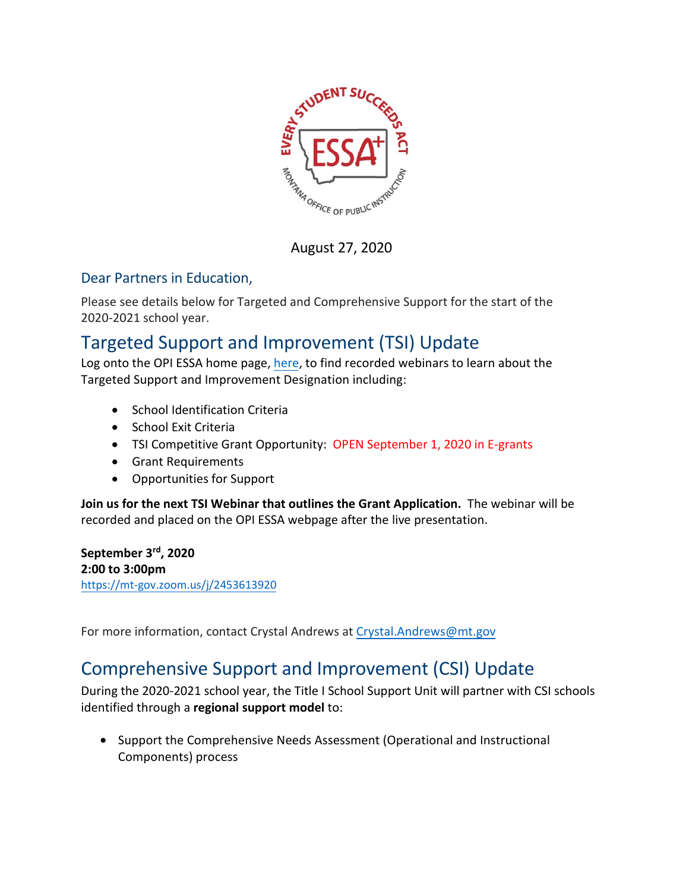August 27, 2020

Dear Partners in Education,

Please see details below for Targeted and Comprehensive Support for the start of the 2020-2021 school year.

## Targeted Support and Improvement (TSI) Update

Log onto the OPI ESSA home page, here, to find recorded webinars to learn about the Targeted Support and Improvement Designation including:

- School Identification Criteria
- School Exit Criteria
- TSI Competitive Grant Opportunity: OPEN September 1, 2020 in E-grants
- Grant Requirements
- Opportunities for Support

**Join us for the next TSI Webinar that outlines the Grant Application.** The webinar will be recorded and placed on the OPI ESSA webpage after the live presentation.

**September 3rd, 2020**
**2:00 to 3:00pm**
https://mt-gov.zoom.us/j/2453613920

For more information, contact Crystal Andrews at Crystal.Andrews@mt.gov

## Comprehensive Support and Improvement (CSI) Update

During the 2020-2021 school year, the Title I School Support Unit will partner with CSI schools identified through a **regional support model** to:

- Support the Comprehensive Needs Assessment (Operational and Instructional Components) process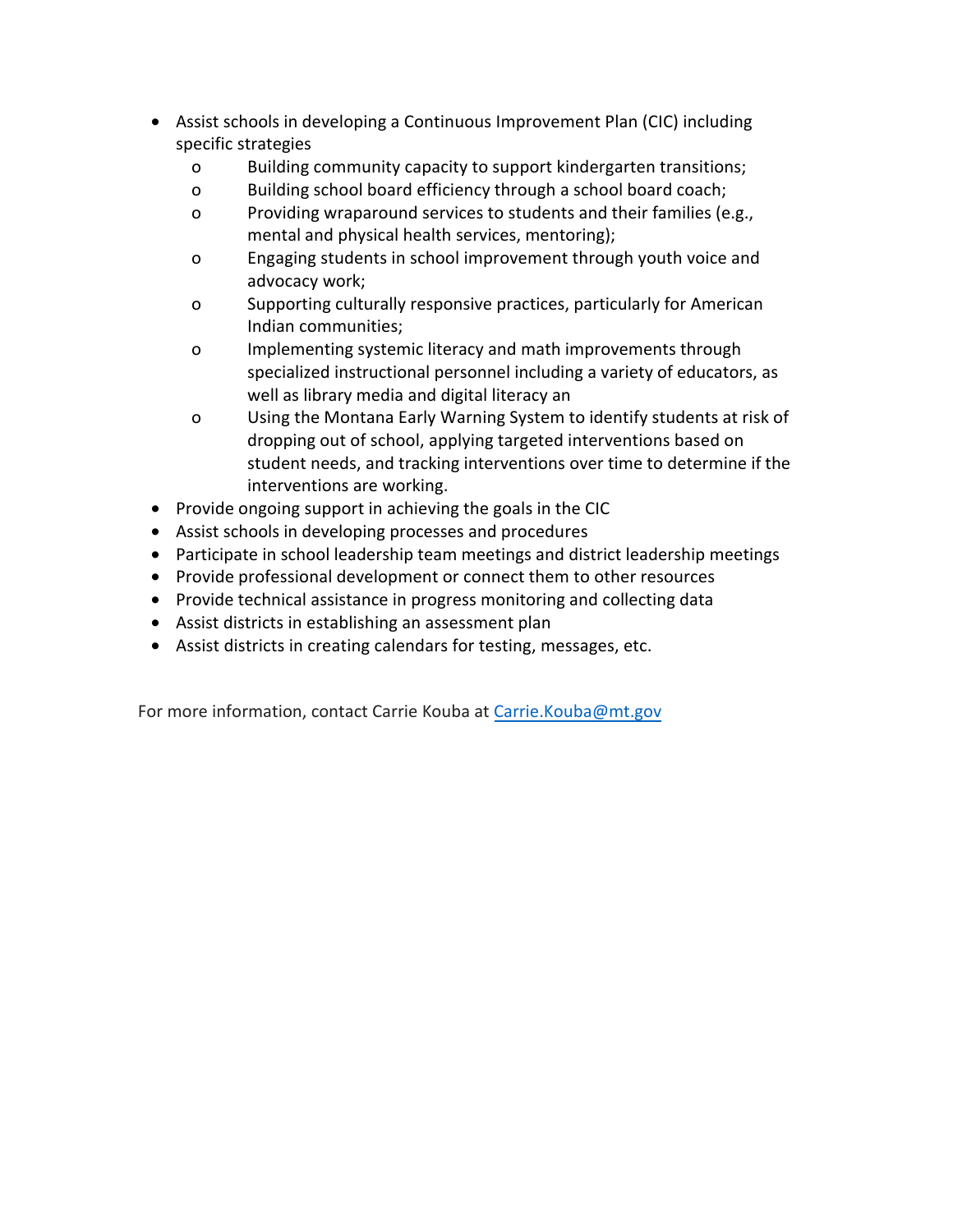- Assist schools in developing a Continuous Improvement Plan (CIC) including specific strategies
  - Building community capacity to support kindergarten transitions;
  - Building school board efficiency through a school board coach;
  - Providing wraparound services to students and their families (e.g., mental and physical health services, mentoring);
  - Engaging students in school improvement through youth voice and advocacy work;
  - Supporting culturally responsive practices, particularly for American Indian communities;
  - Implementing systemic literacy and math improvements through specialized instructional personnel including a variety of educators, as well as library media and digital literacy an
  - Using the Montana Early Warning System to identify students at risk of dropping out of school, applying targeted interventions based on student needs, and tracking interventions over time to determine if the interventions are working.
- Provide ongoing support in achieving the goals in the CIC
- Assist schools in developing processes and procedures
- Participate in school leadership team meetings and district leadership meetings
- Provide professional development or connect them to other resources
- Provide technical assistance in progress monitoring and collecting data
- Assist districts in establishing an assessment plan
- Assist districts in creating calendars for testing, messages, etc.

For more information, contact Carrie Kouba at [Carrie.Kouba@mt.gov](mailto:Carrie.Kouba@mt.gov)